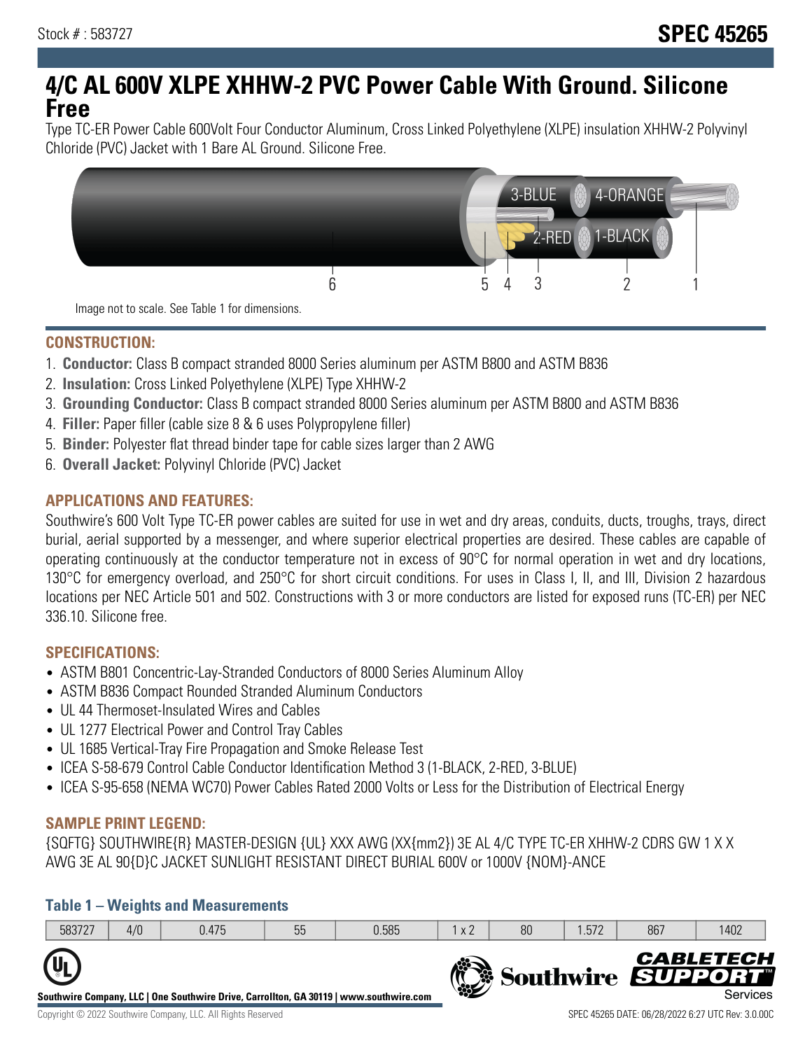Stock # : 583727

**SPEC 45265**

# 4/C AL 600V XLPE XHHW-2 PVC Power Cable With Ground. Silicone Free

Type TC-ER Power Cable 600Volt Four Conductor Aluminum, Cross Linked Polyethylene (XLPE) insulation XHHW-2 Polyvinyl Chloride (PVC) Jacket with 1 Bare AL Ground. Silicone Free.

Image not to scale. See Table 1 for dimensions.

## CONSTRUCTION:

1. **Conductor:** Class B compact stranded 8000 Series aluminum per ASTM B800 and ASTM B836
2. **Insulation:** Cross Linked Polyethylene (XLPE) Type XHHW-2
3. **Grounding Conductor:** Class B compact stranded 8000 Series aluminum per ASTM B800 and ASTM B836
4. **Filler:** Paper filler (cable size 8 & 6 uses Polypropylene filler)
5. **Binder:** Polyester flat thread binder tape for cable sizes larger than 2 AWG
6. **Overall Jacket:** Polyvinyl Chloride (PVC) Jacket

## APPLICATIONS AND FEATURES:

Southwire's 600 Volt Type TC-ER power cables are suited for use in wet and dry areas, conduits, ducts, troughs, trays, direct burial, aerial supported by a messenger, and where superior electrical properties are desired. These cables are capable of operating continuously at the conductor temperature not in excess of 90°C for normal operation in wet and dry locations, 130°C for emergency overload, and 250°C for short circuit conditions. For uses in Class I, II, and III, Division 2 hazardous locations per NEC Article 501 and 502. Constructions with 3 or more conductors are listed for exposed runs (TC-ER) per NEC 336.10. Silicone free.

## SPECIFICATIONS:

- ASTM B801 Concentric-Lay-Stranded Conductors of 8000 Series Aluminum Alloy
- ASTM B836 Compact Rounded Stranded Aluminum Conductors
- UL 44 Thermoset-Insulated Wires and Cables
- UL 1277 Electrical Power and Control Tray Cables
- UL 1685 Vertical-Tray Fire Propagation and Smoke Release Test
- ICEA S-58-679 Control Cable Conductor Identification Method 3 (1-BLACK, 2-RED, 3-BLUE)
- ICEA S-95-658 (NEMA WC70) Power Cables Rated 2000 Volts or Less for the Distribution of Electrical Energy

## SAMPLE PRINT LEGEND:

{SQFTG} SOUTHWIRE{R} MASTER-DESIGN {UL} XXX AWG (XX{mm2}) 3E AL 4/C TYPE TC-ER XHHW-2 CDRS GW 1 X X AWG 3E AL 90{D}C JACKET SUNLIGHT RESISTANT DIRECT BURIAL 600V or 1000V {NOM}-ANCE

### Table 1 – Weights and Measurements

| 583727 | 4/0 | 0.475 | 55 | 0.585 | 1 x 2 | 80 | 1.572 | 867 | 1402 |
|---|---|---|---|---|---|---|---|---|---|

Southwire Company, LLC | One Southwire Drive, Carrollton, GA 30119 | www.southwire.com

Copyright © 2022 Southwire Company, LLC. All Rights Reserved

SPEC 45265 DATE: 06/28/2022 6:27 UTC Rev: 3.0.00C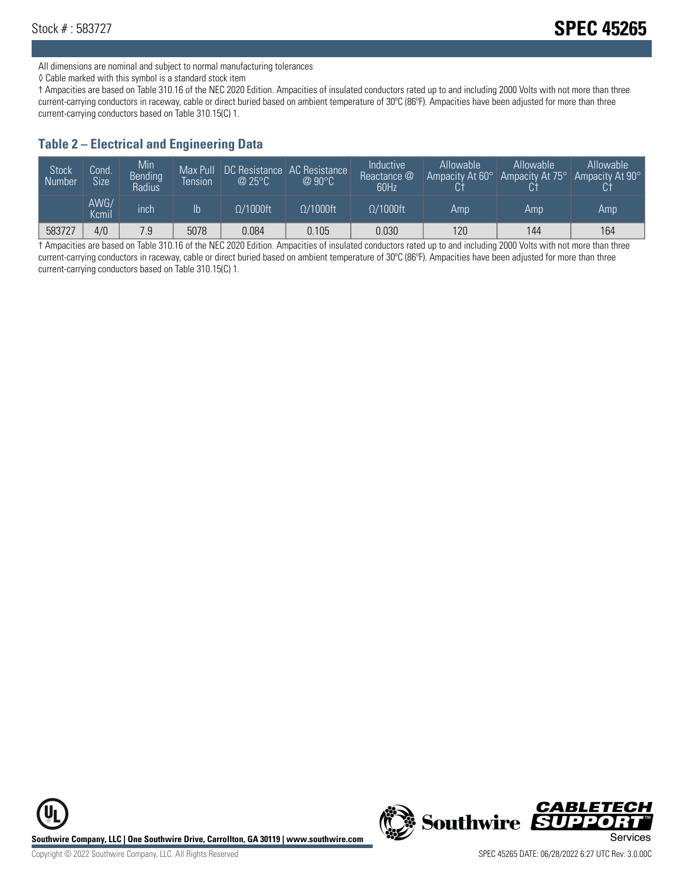All dimensions are nominal and subject to normal manufacturing tolerances

◊ Cable marked with this symbol is a standard stock item

† Ampacities are based on Table 310.16 of the NEC 2020 Edition. Ampacities of insulated conductors rated up to and including 2000 Volts with not more than three current-carrying conductors in raceway, cable or direct buried based on ambient temperature of 30ºC (86ºF). Ampacities have been adjusted for more than three current-carrying conductors based on Table 310.15(C) 1.

## Table 2 – Electrical and Engineering Data

| Stock Number | Cond. Size | Min Bending Radius | Max Pull Tension | DC Resistance @ 25°C | AC Resistance @ 90°C | Inductive Reactance @ 60Hz | Allowable Ampacity At 60° C† | Allowable Ampacity At 75° C† | Allowable Ampacity At 90° C† |
|---|---|---|---|---|---|---|---|---|---|
| | AWG/ Kcmil | inch | lb | Ω/1000ft | Ω/1000ft | Ω/1000ft | Amp | Amp | Amp |
| 583727 | 4/0 | 7.9 | 5078 | 0.084 | 0.105 | 0.030 | 120 | 144 | 164 |

† Ampacities are based on Table 310.16 of the NEC 2020 Edition. Ampacities of insulated conductors rated up to and including 2000 Volts with not more than three current-carrying conductors in raceway, cable or direct buried based on ambient temperature of 30ºC (86ºF). Ampacities have been adjusted for more than three current-carrying conductors based on Table 310.15(C) 1.

**Southwire Company, LLC | One Southwire Drive, Carrollton, GA 30119 | www.southwire.com**

Copyright © 2022 Southwire Company, LLC. All Rights Reserved

SPEC 45265 DATE: 06/28/2022 6:27 UTC Rev: 3.0.00C